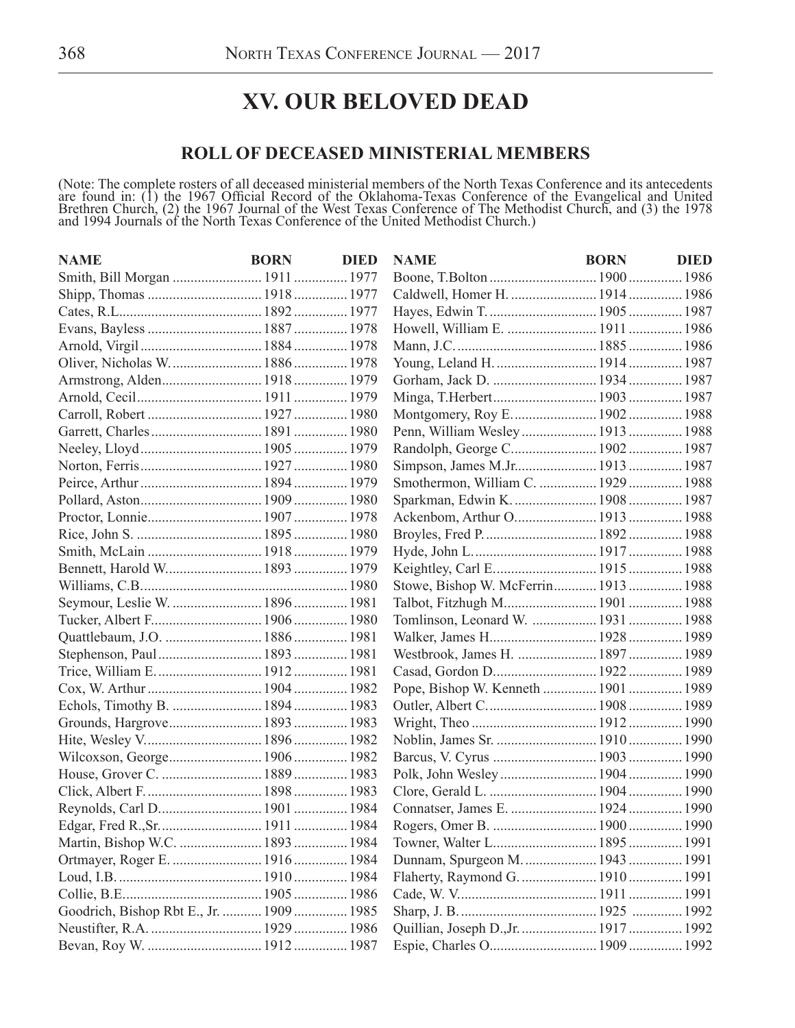# XV. OUR BELOVED DEAD

## ROLL OF DECEASED MINISTERIAL MEMBERS

(Note: The complete rosters of all deceased ministerial members of the North Texas Conference and its antecedents are found in: (1) the 1967 Official Record of the Oklahoma-Texas Conference of the Evangelical and United Brethren Church, (2) the 1967 Journal of the West Texas Conference of The Methodist Church, and (3) the 1978 and 1994 Journals of the North Texas Conference of the United Methodist Church.)

| NAME | BORN | DIED |
|---|---|---|
| Smith, Bill Morgan | 1911 | 1977 |
| Shipp, Thomas | 1918 | 1977 |
| Cates, R.L. | 1892 | 1977 |
| Evans, Bayless | 1887 | 1978 |
| Arnold, Virgil | 1884 | 1978 |
| Oliver, Nicholas W. | 1886 | 1978 |
| Armstrong, Alden | 1918 | 1979 |
| Arnold, Cecil | 1911 | 1979 |
| Carroll, Robert | 1927 | 1980 |
| Garrett, Charles | 1891 | 1980 |
| Neeley, Lloyd | 1905 | 1979 |
| Norton, Ferris | 1927 | 1980 |
| Peirce, Arthur | 1894 | 1979 |
| Pollard, Aston | 1909 | 1980 |
| Proctor, Lonnie | 1907 | 1978 |
| Rice, John S. | 1895 | 1980 |
| Smith, McLain | 1918 | 1979 |
| Bennett, Harold W. | 1893 | 1979 |
| Williams, C.B. | | 1980 |
| Seymour, Leslie W. | 1896 | 1981 |
| Tucker, Albert F. | 1906 | 1980 |
| Quattlebaum, J.O. | 1886 | 1981 |
| Stephenson, Paul | 1893 | 1981 |
| Trice, William E. | 1912 | 1981 |
| Cox, W. Arthur | 1904 | 1982 |
| Echols, Timothy B. | 1894 | 1983 |
| Grounds, Hargrove | 1893 | 1983 |
| Hite, Wesley V. | 1896 | 1982 |
| Wilcoxson, George | 1906 | 1982 |
| House, Grover C. | 1889 | 1983 |
| Click, Albert F. | 1898 | 1983 |
| Reynolds, Carl D. | 1901 | 1984 |
| Edgar, Fred R.,Sr. | 1911 | 1984 |
| Martin, Bishop W.C. | 1893 | 1984 |
| Ortmayer, Roger E. | 1916 | 1984 |
| Loud, I.B. | 1910 | 1984 |
| Collie, B.E. | 1905 | 1986 |
| Goodrich, Bishop Rbt E., Jr. | 1909 | 1985 |
| Neustifter, R.A. | 1929 | 1986 |
| Bevan, Roy W. | 1912 | 1987 |
| Boone, T.Bolton | 1900 | 1986 |
| Caldwell, Homer H. | 1914 | 1986 |
| Hayes, Edwin T. | 1905 | 1987 |
| Howell, William E. | 1911 | 1986 |
| Mann, J.C. | 1885 | 1986 |
| Young, Leland H. | 1914 | 1987 |
| Gorham, Jack D. | 1934 | 1987 |
| Minga, T.Herbert | 1903 | 1987 |
| Montgomery, Roy E. | 1902 | 1988 |
| Penn, William Wesley | 1913 | 1988 |
| Randolph, George C. | 1902 | 1987 |
| Simpson, James M.Jr. | 1913 | 1987 |
| Smothermon, William C. | 1929 | 1988 |
| Sparkman, Edwin K. | 1908 | 1987 |
| Ackenbom, Arthur O. | 1913 | 1988 |
| Broyles, Fred P. | 1892 | 1988 |
| Hyde, John L. | 1917 | 1988 |
| Keightley, Carl E. | 1915 | 1988 |
| Stowe, Bishop W. McFerrin | 1913 | 1988 |
| Talbot, Fitzhugh M. | 1901 | 1988 |
| Tomlinson, Leonard W. | 1931 | 1988 |
| Walker, James H. | 1928 | 1989 |
| Westbrook, James H. | 1897 | 1989 |
| Casad, Gordon D. | 1922 | 1989 |
| Pope, Bishop W. Kenneth | 1901 | 1989 |
| Outler, Albert C. | 1908 | 1989 |
| Wright, Theo | 1912 | 1990 |
| Noblin, James Sr. | 1910 | 1990 |
| Barcus, V. Cyrus | 1903 | 1990 |
| Polk, John Wesley | 1904 | 1990 |
| Clore, Gerald L. | 1904 | 1990 |
| Connatser, James E. | 1924 | 1990 |
| Rogers, Omer B. | 1900 | 1990 |
| Towner, Walter L. | 1895 | 1991 |
| Dunnam, Spurgeon M. | 1943 | 1991 |
| Flaherty, Raymond G. | 1910 | 1991 |
| Cade, W. V. | 1911 | 1991 |
| Sharp, J. B. | 1925 | 1992 |
| Quillian, Joseph D.,Jr. | 1917 | 1992 |
| Espie, Charles O. | 1909 | 1992 |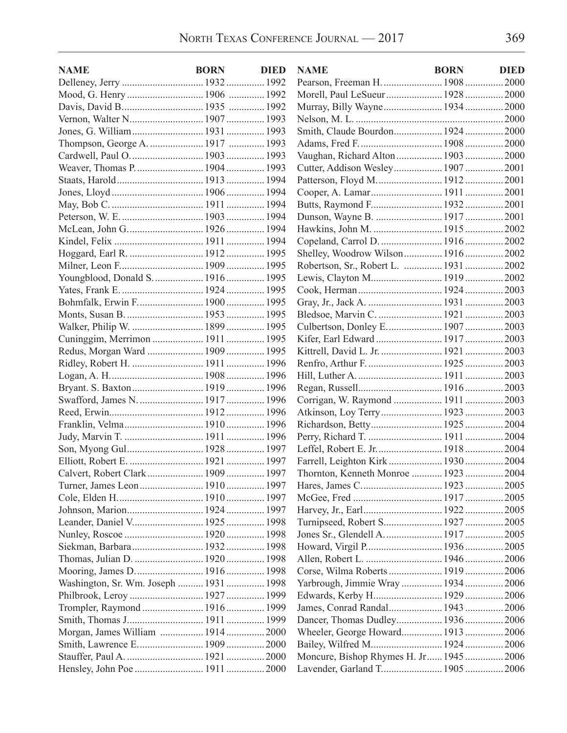| NAME | BORN | DIED |
|---|---|---|
| Delleney, Jerry | 1932 | 1992 |
| Mood, G. Henry | 1906 | 1992 |
| Davis, David B. | 1935 | 1992 |
| Vernon, Walter N. | 1907 | 1993 |
| Jones, G. William | 1931 | 1993 |
| Thompson, George A. | 1917 | 1993 |
| Cardwell, Paul O. | 1903 | 1993 |
| Weaver, Thomas P. | 1904 | 1993 |
| Staats, Harold | 1913 | 1994 |
| Jones, Lloyd | 1906 | 1994 |
| May, Bob C. | 1911 | 1994 |
| Peterson, W. E. | 1903 | 1994 |
| McLean, John G. | 1926 | 1994 |
| Kindel, Felix | 1911 | 1994 |
| Hoggard, Earl R. | 1912 | 1995 |
| Milner, Leon F. | 1909 | 1995 |
| Youngblood, Donald S. | 1916 | 1995 |
| Yates, Frank E. | 1924 | 1995 |
| Bohmfalk, Erwin F. | 1900 | 1995 |
| Monts, Susan B. | 1953 | 1995 |
| Walker, Philip W. | 1899 | 1995 |
| Cuninggim, Merrimon | 1911 | 1995 |
| Redus, Morgan Ward | 1909 | 1995 |
| Ridley, Robert H. | 1911 | 1996 |
| Logan, A. H. | 1908 | 1996 |
| Bryant. S. Baxton | 1919 | 1996 |
| Swafford, James N. | 1917 | 1996 |
| Reed, Erwin | 1912 | 1996 |
| Franklin, Velma | 1910 | 1996 |
| Judy, Marvin T. | 1911 | 1996 |
| Son, Myong Gul | 1928 | 1997 |
| Elliott, Robert E. | 1921 | 1997 |
| Calvert, Robert Clark | 1909 | 1997 |
| Turner, James Leon | 1910 | 1997 |
| Cole, Elden H. | 1910 | 1997 |
| Johnson, Marion | 1924 | 1997 |
| Leander, Daniel V. | 1925 | 1998 |
| Nunley, Roscoe | 1920 | 1998 |
| Siekman, Barbara | 1932 | 1998 |
| Thomas, Julian D. | 1920 | 1998 |
| Mooring, James D. | 1916 | 1998 |
| Washington, Sr. Wm. Joseph | 1931 | 1998 |
| Philbrook, Leroy | 1927 | 1999 |
| Trompler, Raymond | 1916 | 1999 |
| Smith, Thomas J. | 1911 | 1999 |
| Morgan, James William | 1914 | 2000 |
| Smith, Lawrence E. | 1909 | 2000 |
| Stauffer, Paul A. | 1921 | 2000 |
| Hensley, John Poe | 1911 | 2000 |
| Pearson, Freeman H. | 1908 | 2000 |
| Morell, Paul LeSueur | 1928 | 2000 |
| Murray, Billy Wayne | 1934 | 2000 |
| Nelson, M. L. | | 2000 |
| Smith, Claude Bourdon | 1924 | 2000 |
| Adams, Fred F. | 1908 | 2000 |
| Vaughan, Richard Alton | 1903 | 2000 |
| Cutter, Addison Wesley | 1907 | 2001 |
| Patterson, Floyd M. | 1912 | 2001 |
| Cooper, A. Lamar | 1911 | 2001 |
| Butts, Raymond F. | 1932 | 2001 |
| Dunson, Wayne B. | 1917 | 2001 |
| Hawkins, John M. | 1915 | 2002 |
| Copeland, Carrol D. | 1916 | 2002 |
| Shelley, Woodrow Wilson | 1916 | 2002 |
| Robertson, Sr., Robert L. | 1931 | 2002 |
| Lewis, Clayton M. | 1919 | 2002 |
| Cook, Herman | 1924 | 2003 |
| Gray, Jr., Jack A. | 1931 | 2003 |
| Bledsoe, Marvin C. | 1921 | 2003 |
| Culbertson, Donley E. | 1907 | 2003 |
| Kifer, Earl Edward | 1917 | 2003 |
| Kittrell, David L. Jr. | 1921 | 2003 |
| Renfro, Arthur F. | 1925 | 2003 |
| Hill, Luther A. | 1911 | 2003 |
| Regan, Russell | 1916 | 2003 |
| Corrigan, W. Raymond | 1911 | 2003 |
| Atkinson, Loy Terry | 1923 | 2003 |
| Richardson, Betty | 1925 | 2004 |
| Perry, Richard T. | 1911 | 2004 |
| Leffel, Robert E. Jr. | 1918 | 2004 |
| Farrell, Leighton Kirk | 1930 | 2004 |
| Thornton, Kenneth Monroe | 1923 | 2004 |
| Hares, James C. | 1923 | 2005 |
| McGee, Fred | 1917 | 2005 |
| Harvey, Jr., Earl | 1922 | 2005 |
| Turnipseed, Robert S. | 1927 | 2005 |
| Jones Sr., Glendell A. | 1917 | 2005 |
| Howard, Virgil P. | 1936 | 2005 |
| Allen, Robert L. | 1946 | 2006 |
| Corse, Wilma Roberts | 1919 | 2006 |
| Yarbrough, Jimmie Wray | 1934 | 2006 |
| Edwards, Kerby H. | 1929 | 2006 |
| James, Conrad Randal | 1943 | 2006 |
| Dancer, Thomas Dudley | 1936 | 2006 |
| Wheeler, George Howard | 1913 | 2006 |
| Bailey, Wilfred M. | 1924 | 2006 |
| Moncure, Bishop Rhymes H. Jr | 1945 | 2006 |
| Lavender, Garland T. | 1905 | 2006 |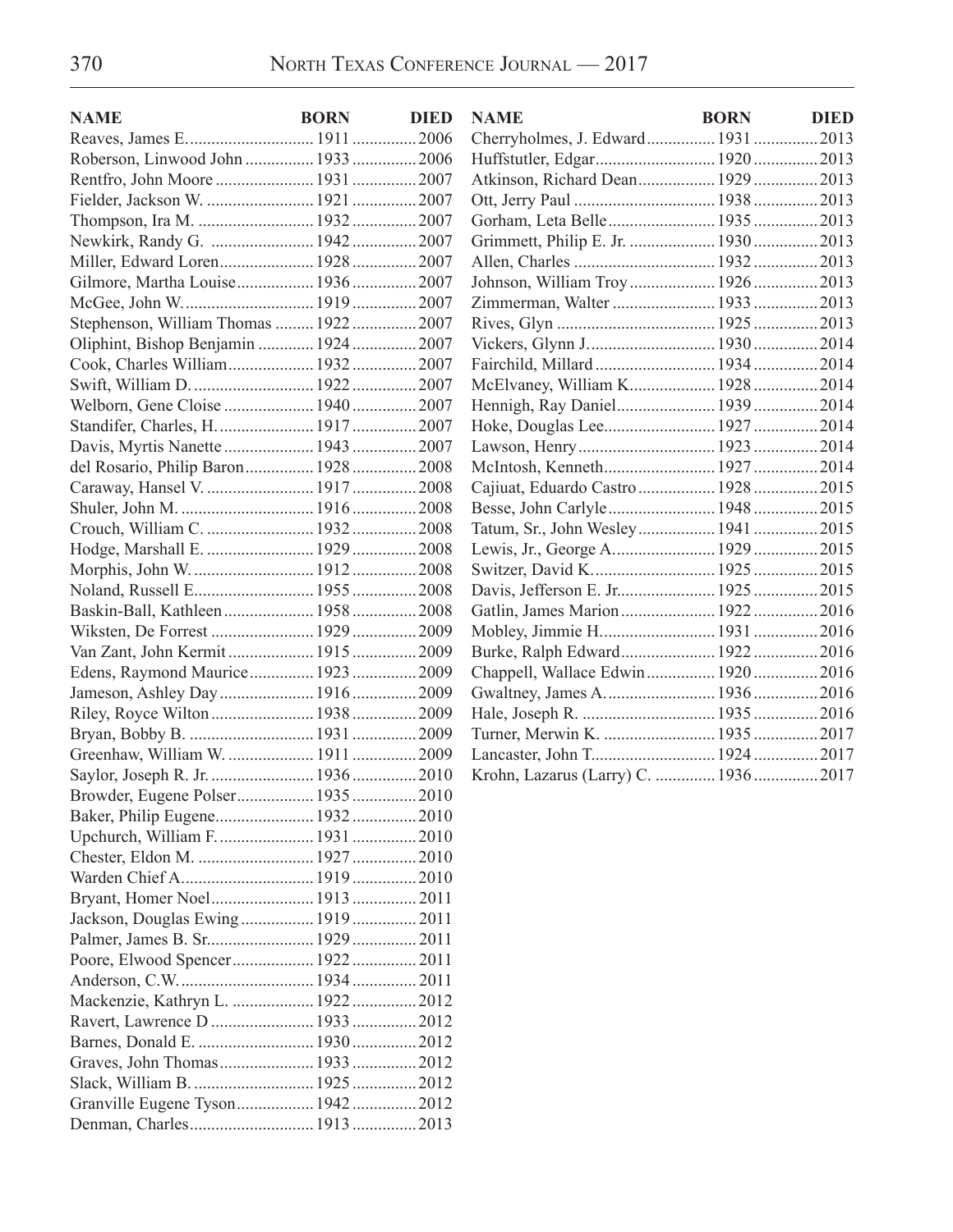| NAME | BORN | DIED |
|---|---|---|
| Reaves, James E. | 1911 | 2006 |
| Roberson, Linwood John | 1933 | 2006 |
| Rentfro, John Moore | 1931 | 2007 |
| Fielder, Jackson W. | 1921 | 2007 |
| Thompson, Ira M. | 1932 | 2007 |
| Newkirk, Randy G. | 1942 | 2007 |
| Miller, Edward Loren | 1928 | 2007 |
| Gilmore, Martha Louise | 1936 | 2007 |
| McGee, John W. | 1919 | 2007 |
| Stephenson, William Thomas | 1922 | 2007 |
| Oliphint, Bishop Benjamin | 1924 | 2007 |
| Cook, Charles William | 1932 | 2007 |
| Swift, William D. | 1922 | 2007 |
| Welborn, Gene Cloise | 1940 | 2007 |
| Standifer, Charles, H. | 1917 | 2007 |
| Davis, Myrtis Nanette | 1943 | 2007 |
| del Rosario, Philip Baron | 1928 | 2008 |
| Caraway, Hansel V. | 1917 | 2008 |
| Shuler, John M. | 1916 | 2008 |
| Crouch, William C. | 1932 | 2008 |
| Hodge, Marshall E. | 1929 | 2008 |
| Morphis, John W. | 1912 | 2008 |
| Noland, Russell E. | 1955 | 2008 |
| Baskin-Ball, Kathleen | 1958 | 2008 |
| Wiksten, De Forrest | 1929 | 2009 |
| Van Zant, John Kermit | 1915 | 2009 |
| Edens, Raymond Maurice | 1923 | 2009 |
| Jameson, Ashley Day | 1916 | 2009 |
| Riley, Royce Wilton | 1938 | 2009 |
| Bryan, Bobby B. | 1931 | 2009 |
| Greenhaw, William W. | 1911 | 2009 |
| Saylor, Joseph R. Jr. | 1936 | 2010 |
| Browder, Eugene Polser | 1935 | 2010 |
| Baker, Philip Eugene | 1932 | 2010 |
| Upchurch, William F. | 1931 | 2010 |
| Chester, Eldon M. | 1927 | 2010 |
| Warden Chief A. | 1919 | 2010 |
| Bryant, Homer Noel | 1913 | 2011 |
| Jackson, Douglas Ewing | 1919 | 2011 |
| Palmer, James B. Sr. | 1929 | 2011 |
| Poore, Elwood Spencer | 1922 | 2011 |
| Anderson, C.W. | 1934 | 2011 |
| Mackenzie, Kathryn L. | 1922 | 2012 |
| Ravert, Lawrence D | 1933 | 2012 |
| Barnes, Donald E. | 1930 | 2012 |
| Graves, John Thomas | 1933 | 2012 |
| Slack, William B. | 1925 | 2012 |
| Granville Eugene Tyson | 1942 | 2012 |
| Denman, Charles | 1913 | 2013 |
| Cherryholmes, J. Edward | 1931 | 2013 |
| Huffstutler, Edgar | 1920 | 2013 |
| Atkinson, Richard Dean | 1929 | 2013 |
| Ott, Jerry Paul | 1938 | 2013 |
| Gorham, Leta Belle | 1935 | 2013 |
| Grimmett, Philip E. Jr. | 1930 | 2013 |
| Allen, Charles | 1932 | 2013 |
| Johnson, William Troy | 1926 | 2013 |
| Zimmerman, Walter | 1933 | 2013 |
| Rives, Glyn | 1925 | 2013 |
| Vickers, Glynn J. | 1930 | 2014 |
| Fairchild, Millard | 1934 | 2014 |
| McElvaney, William K. | 1928 | 2014 |
| Hennigh, Ray Daniel | 1939 | 2014 |
| Hoke, Douglas Lee | 1927 | 2014 |
| Lawson, Henry | 1923 | 2014 |
| McIntosh, Kenneth | 1927 | 2014 |
| Cajiuat, Eduardo Castro | 1928 | 2015 |
| Besse, John Carlyle | 1948 | 2015 |
| Tatum, Sr., John Wesley | 1941 | 2015 |
| Lewis, Jr., George A. | 1929 | 2015 |
| Switzer, David K. | 1925 | 2015 |
| Davis, Jefferson E. Jr. | 1925 | 2015 |
| Gatlin, James Marion | 1922 | 2016 |
| Mobley, Jimmie H. | 1931 | 2016 |
| Burke, Ralph Edward | 1922 | 2016 |
| Chappell, Wallace Edwin | 1920 | 2016 |
| Gwaltney, James A. | 1936 | 2016 |
| Hale, Joseph R. | 1935 | 2016 |
| Turner, Merwin K. | 1935 | 2017 |
| Lancaster, John T. | 1924 | 2017 |
| Krohn, Lazarus (Larry) C. | 1936 | 2017 |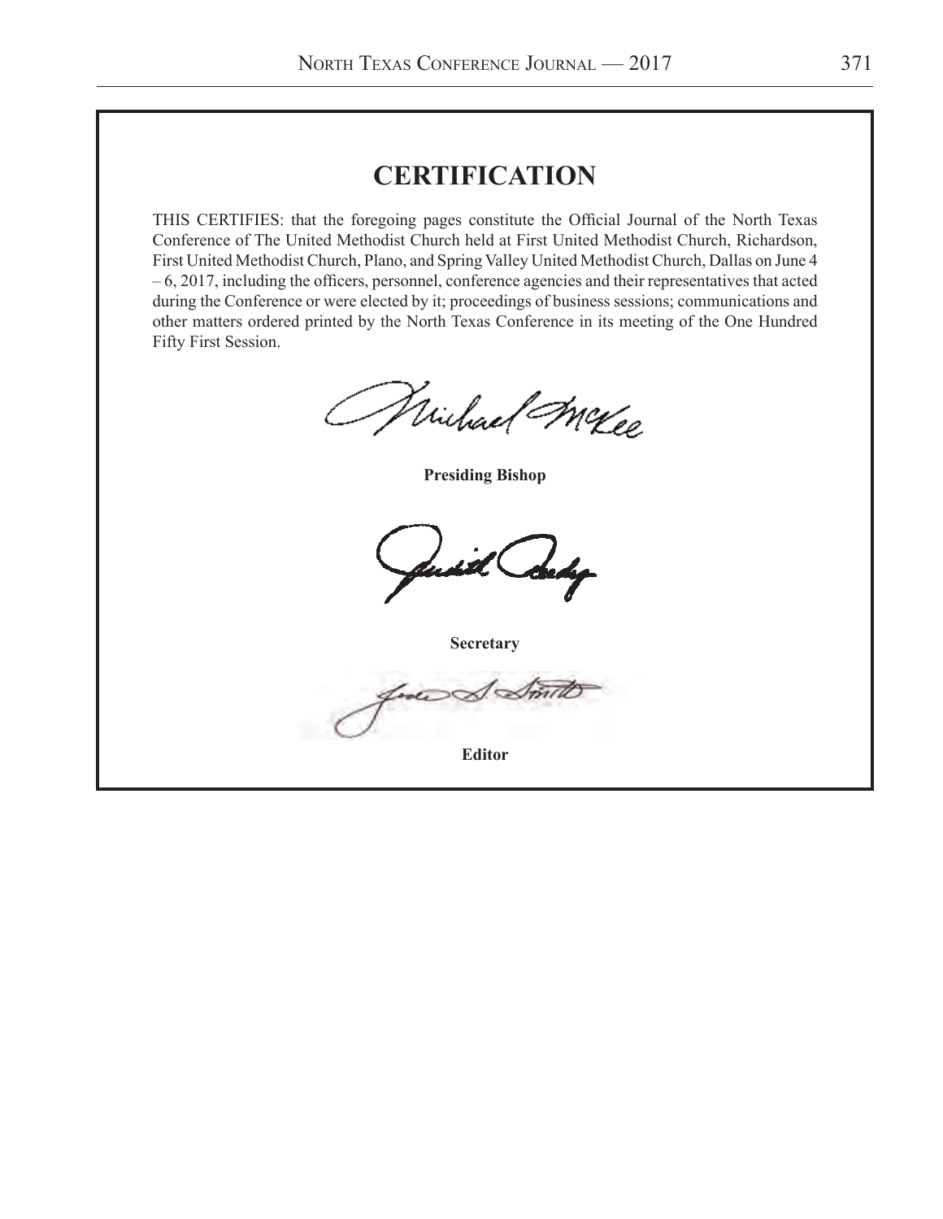# CERTIFICATION

THIS CERTIFIES: that the foregoing pages constitute the Official Journal of the North Texas Conference of The United Methodist Church held at First United Methodist Church, Richardson, First United Methodist Church, Plano, and Spring Valley United Methodist Church, Dallas on June 4 – 6, 2017, including the officers, personnel, conference agencies and their representatives that acted during the Conference or were elected by it; proceedings of business sessions; communications and other matters ordered printed by the North Texas Conference in its meeting of the One Hundred Fifty First Session.

Michael McKee

**Presiding Bishop**

Judith Oakley

**Secretary**

Josie S. Smith

**Editor**